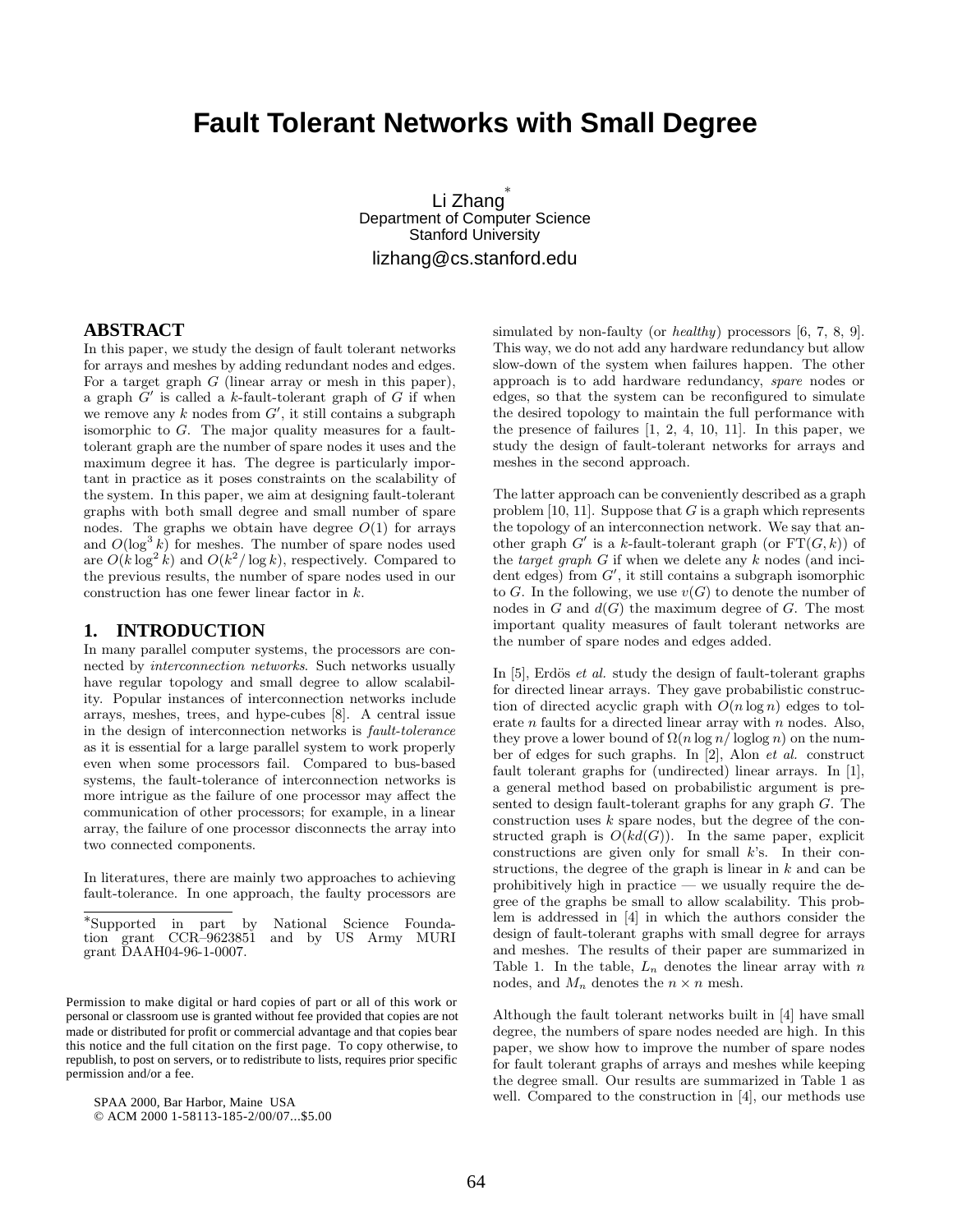# Fault Tolerant Networks with Small Degree

Li Zhang*
Department of Computer Science
Stanford University
lizhang@cs.stanford.edu

## ABSTRACT

In this paper, we study the design of fault tolerant networks for arrays and meshes by adding redundant nodes and edges. For a target graph $G$ (linear array or mesh in this paper), a graph $G'$ is called a $k$-fault-tolerant graph of $G$ if when we remove any $k$ nodes from $G'$, it still contains a subgraph isomorphic to $G$. The major quality measures for a fault-tolerant graph are the number of spare nodes it uses and the maximum degree it has. The degree is particularly important in practice as it poses constraints on the scalability of the system. In this paper, we aim at designing fault-tolerant graphs with both small degree and small number of spare nodes. The graphs we obtain have degree $O(1)$ for arrays and $O(\log^3 k)$ for meshes. The number of spare nodes used are $O(k \log^2 k)$ and $O(k^2/\log k)$, respectively. Compared to the previous results, the number of spare nodes used in our construction has one fewer linear factor in $k$.

## 1. INTRODUCTION

In many parallel computer systems, the processors are connected by *interconnection networks*. Such networks usually have regular topology and small degree to allow scalability. Popular instances of interconnection networks include arrays, meshes, trees, and hype-cubes [8]. A central issue in the design of interconnection networks is *fault-tolerance* as it is essential for a large parallel system to work properly even when some processors fail. Compared to bus-based systems, the fault-tolerance of interconnection networks is more intrigue as the failure of one processor may affect the communication of other processors; for example, in a linear array, the failure of one processor disconnects the array into two connected components.

In literatures, there are mainly two approaches to achieving fault-tolerance. In one approach, the faulty processors are simulated by non-faulty (or *healthy*) processors [6, 7, 8, 9]. This way, we do not add any hardware redundancy but allow slow-down of the system when failures happen. The other approach is to add hardware redundancy, *spare* nodes or edges, so that the system can be reconfigured to simulate the desired topology to maintain the full performance with the presence of failures [1, 2, 4, 10, 11]. In this paper, we study the design of fault-tolerant networks for arrays and meshes in the second approach.

The latter approach can be conveniently described as a graph problem [10, 11]. Suppose that $G$ is a graph which represents the topology of an interconnection network. We say that another graph $G'$ is a $k$-fault-tolerant graph (or $\mathrm{FT}(G, k)$) of the *target graph* $G$ if when we delete any $k$ nodes (and incident edges) from $G'$, it still contains a subgraph isomorphic to $G$. In the following, we use $v(G)$ to denote the number of nodes in $G$ and $d(G)$ the maximum degree of $G$. The most important quality measures of fault tolerant networks are the number of spare nodes and edges added.

In [5], Erdös *et al.* study the design of fault-tolerant graphs for directed linear arrays. They gave probabilistic construction of directed acyclic graph with $O(n \log n)$ edges to tolerate $n$ faults for a directed linear array with $n$ nodes. Also, they prove a lower bound of $\Omega(n \log n/ \log\log n)$ on the number of edges for such graphs. In [2], Alon *et al.* construct fault tolerant graphs for (undirected) linear arrays. In [1], a general method based on probabilistic argument is presented to design fault-tolerant graphs for any graph $G$. The construction uses $k$ spare nodes, but the degree of the constructed graph is $O(kd(G))$. In the same paper, explicit constructions are given only for small $k$'s. In their constructions, the degree of the graph is linear in $k$ and can be prohibitively high in practice — we usually require the degree of the graphs be small to allow scalability. This problem is addressed in [4] in which the authors consider the design of fault-tolerant graphs with small degree for arrays and meshes. The results of their paper are summarized in Table 1. In the table, $L_n$ denotes the linear array with $n$ nodes, and $M_n$ denotes the $n \times n$ mesh.

Although the fault tolerant networks built in [4] have small degree, the numbers of spare nodes needed are high. In this paper, we show how to improve the number of spare nodes for fault tolerant graphs of arrays and meshes while keeping the degree small. Our results are summarized in Table 1 as well. Compared to the construction in [4], our methods use

*Supported in part by National Science Foundation grant CCR–9623851 and by US Army MURI grant DAAH04-96-1-0007.

Permission to make digital or hard copies of part or all of this work or personal or classroom use is granted without fee provided that copies are not made or distributed for profit or commercial advantage and that copies bear this notice and the full citation on the first page. To copy otherwise, to republish, to post on servers, or to redistribute to lists, requires prior specific permission and/or a fee.

SPAA 2000, Bar Harbor, Maine USA
© ACM 2000 1-58113-185-2/00/07...$5.00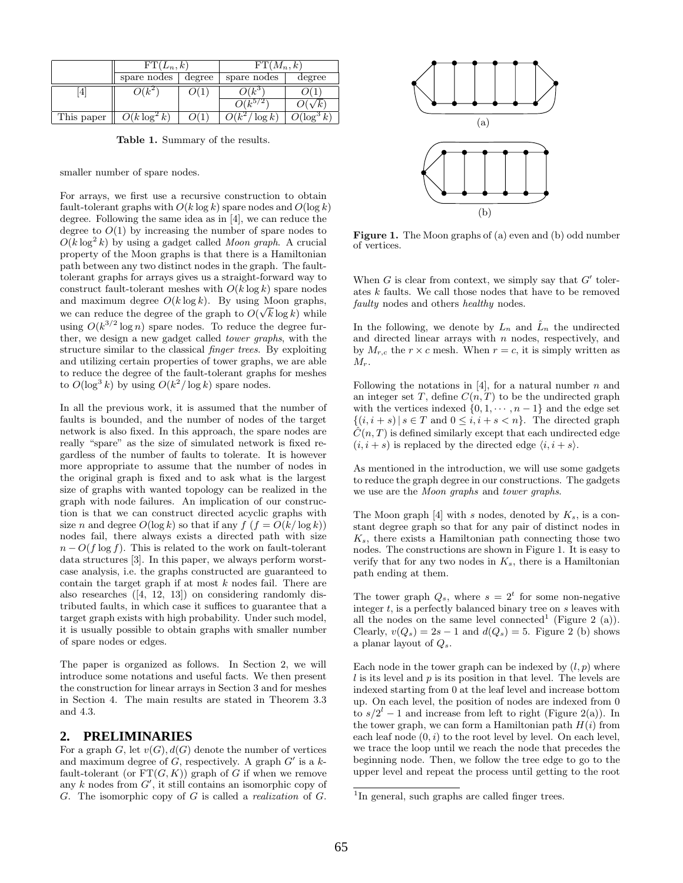| | FT($L_n, k$) | | FT($M_n, k$) | |
|---|---|---|---|---|
| | spare nodes | degree | spare nodes | degree |
| [4] | $O(k^2)$ | $O(1)$ | $O(k^3)$ | $O(1)$ |
| | | | $O(k^{5/2})$ | $O(\sqrt{k})$ |
| This paper | $O(k \log^2 k)$ | $O(1)$ | $O(k^2/\log k)$ | $O(\log^3 k)$ |

**Table 1.** Summary of the results.

smaller number of spare nodes.

For arrays, we first use a recursive construction to obtain fault-tolerant graphs with $O(k \log k)$ spare nodes and $O(\log k)$ degree. Following the same idea as in [4], we can reduce the degree to $O(1)$ by increasing the number of spare nodes to $O(k \log^2 k)$ by using a gadget called *Moon graph*. A crucial property of the Moon graphs is that there is a Hamiltonian path between any two distinct nodes in the graph. The fault-tolerant graphs for arrays gives us a straight-forward way to construct fault-tolerant meshes with $O(k \log k)$ spare nodes and maximum degree $O(k \log k)$. By using Moon graphs, we can reduce the degree of the graph to $O(\sqrt{k} \log k)$ while using $O(k^{3/2} \log n)$ spare nodes. To reduce the degree further, we design a new gadget called *tower graphs*, with the structure similar to the classical *finger trees*. By exploiting and utilizing certain properties of tower graphs, we are able to reduce the degree of the fault-tolerant graphs for meshes to $O(\log^3 k)$ by using $O(k^2/\log k)$ spare nodes.

In all the previous work, it is assumed that the number of faults is bounded, and the number of nodes of the target network is also fixed. In this approach, the spare nodes are really "spare" as the size of simulated network is fixed regardless of the number of faults to tolerate. It is however more appropriate to assume that the number of nodes in the original graph is fixed and to ask what is the largest size of graphs with wanted topology can be realized in the graph with node failures. An implication of our construction is that we can construct directed acyclic graphs with size $n$ and degree $O(\log k)$ so that if any $f$ ($f = O(k/\log k)$) nodes fail, there always exists a directed path with size $n - O(f \log f)$. This is related to the work on fault-tolerant data structures [3]. In this paper, we always perform worst-case analysis, i.e. the graphs constructed are guaranteed to contain the target graph if at most $k$ nodes fail. There are also researches ([4, 12, 13]) on considering randomly distributed faults, in which case it suffices to guarantee that a target graph exists with high probability. Under such model, it is usually possible to obtain graphs with smaller number of spare nodes or edges.

The paper is organized as follows. In Section 2, we will introduce some notations and useful facts. We then present the construction for linear arrays in Section 3 and for meshes in Section 4. The main results are stated in Theorem 3.3 and 4.3.

## 2. PRELIMINARIES

For a graph $G$, let $v(G), d(G)$ denote the number of vertices and maximum degree of $G$, respectively. A graph $G'$ is a $k$-fault-tolerant (or FT($G, K$)) graph of $G$ if when we remove any $k$ nodes from $G'$, it still contains an isomorphic copy of $G$. The isomorphic copy of $G$ is called a *realization* of $G$.

(a)

(b)

**Figure 1.** The Moon graphs of (a) even and (b) odd number of vertices.

When $G$ is clear from context, we simply say that $G'$ tolerates $k$ faults. We call those nodes that have to be removed *faulty* nodes and others *healthy* nodes.

In the following, we denote by $L_n$ and $\hat{L}_n$ the undirected and directed linear arrays with $n$ nodes, respectively, and by $M_{r,c}$ the $r \times c$ mesh. When $r = c$, it is simply written as $M_r$.

Following the notations in [4], for a natural number $n$ and an integer set $T$, define $C(n, T)$ to be the undirected graph with the vertices indexed $\{0, 1, \cdots, n-1\}$ and the edge set $\{(i, i+s) \mid s \in T \text{ and } 0 \leq i, i+s < n\}$. The directed graph $\hat{C}(n, T)$ is defined similarly except that each undirected edge $(i, i+s)$ is replaced by the directed edge $\langle i, i+s \rangle$.

As mentioned in the introduction, we will use some gadgets to reduce the graph degree in our constructions. The gadgets we use are the *Moon graphs* and *tower graphs*.

The Moon graph [4] with $s$ nodes, denoted by $K_s$, is a constant degree graph so that for any pair of distinct nodes in $K_s$, there exists a Hamiltonian path connecting those two nodes. The constructions are shown in Figure 1. It is easy to verify that for any two nodes in $K_s$, there is a Hamiltonian path ending at them.

The tower graph $Q_s$, where $s = 2^t$ for some non-negative integer $t$, is a perfectly balanced binary tree on $s$ leaves with all the nodes on the same level connected[1] (Figure 2 (a)). Clearly, $v(Q_s) = 2s - 1$ and $d(Q_s) = 5$. Figure 2 (b) shows a planar layout of $Q_s$.

Each node in the tower graph can be indexed by $(l, p)$ where $l$ is its level and $p$ is its position in that level. The levels are indexed starting from 0 at the leaf level and increase bottom up. On each level, the position of nodes are indexed from 0 to $s/2^l - 1$ and increase from left to right (Figure 2(a)). In the tower graph, we can form a Hamiltonian path $H(i)$ from each leaf node $(0, i)$ to the root level by level. On each level, we trace the loop until we reach the node that precedes the beginning node. Then, we follow the tree edge to go to the upper level and repeat the process until getting to the root

[1] In general, such graphs are called finger trees.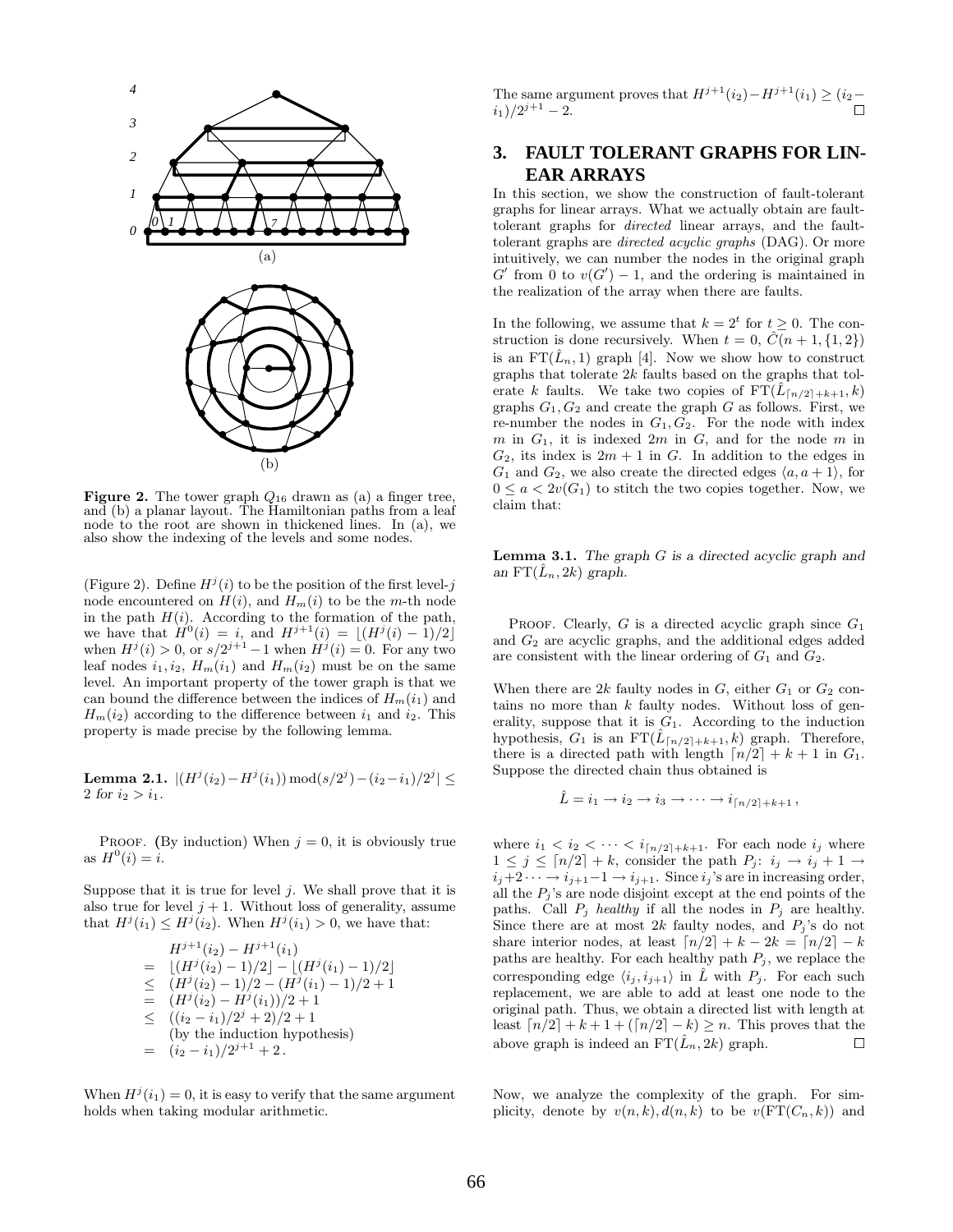**Figure 2.** The tower graph $Q_{16}$ drawn as (a) a finger tree, and (b) a planar layout. The Hamiltonian paths from a leaf node to the root are shown in thickened lines. In (a), we also show the indexing of the levels and some nodes.

(Figure 2). Define $H^j(i)$ to be the position of the first level-$j$ node encountered on $H(i)$, and $H_m(i)$ to be the $m$-th node in the path $H(i)$. According to the formation of the path, we have that $H^0(i) = i$, and $H^{j+1}(i) = \lfloor (H^j(i) - 1)/2 \rfloor$ when $H^j(i) > 0$, or $s/2^{j+1} - 1$ when $H^j(i) = 0$. For any two leaf nodes $i_1, i_2$, $H_m(i_1)$ and $H_m(i_2)$ must be on the same level. An important property of the tower graph is that we can bound the difference between the indices of $H_m(i_1)$ and $H_m(i_2)$ according to the difference between $i_1$ and $i_2$. This property is made precise by the following lemma.

**Lemma 2.1.** $|(H^j(i_2) - H^j(i_1)) \bmod (s/2^j) - (i_2 - i_1)/2^j| \leq 2$ *for* $i_2 > i_1$.

Proof. (By induction) When $j = 0$, it is obviously true as $H^0(i) = i$.

Suppose that it is true for level $j$. We shall prove that it is also true for level $j+1$. Without loss of generality, assume that $H^j(i_1) \leq H^j(i_2)$. When $H^j(i_1) > 0$, we have that:

$$
\begin{aligned}
& H^{j+1}(i_2) - H^{j+1}(i_1) \\
= \;& \lfloor (H^j(i_2) - 1)/2 \rfloor - \lfloor (H^j(i_1) - 1)/2 \rfloor \\
\leq \;& (H^j(i_2) - 1)/2 - (H^j(i_1) - 1)/2 + 1 \\
= \;& (H^j(i_2) - H^j(i_1))/2 + 1 \\
\leq \;& ((i_2 - i_1)/2^j + 2)/2 + 1 \\
& \text{(by the induction hypothesis)} \\
= \;& (i_2 - i_1)/2^{j+1} + 2 \,.
\end{aligned}
$$

When $H^j(i_1) = 0$, it is easy to verify that the same argument holds when taking modular arithmetic.

The same argument proves that $H^{j+1}(i_2) - H^{j+1}(i_1) \geq (i_2 - i_1)/2^{j+1} - 2$. □

## 3. FAULT TOLERANT GRAPHS FOR LINEAR ARRAYS

In this section, we show the construction of fault-tolerant graphs for linear arrays. What we actually obtain are fault-tolerant graphs for *directed* linear arrays, and the fault-tolerant graphs are *directed acyclic graphs* (DAG). Or more intuitively, we can number the nodes in the original graph $G'$ from 0 to $v(G') - 1$, and the ordering is maintained in the realization of the array when there are faults.

In the following, we assume that $k = 2^t$ for $t \geq 0$. The construction is done recursively. When $t = 0$, $\hat{C}(n+1, \{1, 2\})$ is an $\mathrm{FT}(\hat{L}_n, 1)$ graph [4]. Now we show how to construct graphs that tolerate $2k$ faults based on the graphs that tolerate $k$ faults. We take two copies of $\mathrm{FT}(\hat{L}_{\lceil n/2 \rceil + k + 1}, k)$ graphs $G_1, G_2$ and create the graph $G$ as follows. First, we re-number the nodes in $G_1, G_2$. For the node with index $m$ in $G_1$, it is indexed $2m$ in $G$, and for the node $m$ in $G_2$, its index is $2m+1$ in $G$. In addition to the edges in $G_1$ and $G_2$, we also create the directed edges $\langle a, a+1 \rangle$, for $0 \leq a < 2v(G_1)$ to stitch the two copies together. Now, we claim that:

**Lemma 3.1.** *The graph $G$ is a directed acyclic graph and an $\mathrm{FT}(\hat{L}_n, 2k)$ graph.*

Proof. Clearly, $G$ is a directed acyclic graph since $G_1$ and $G_2$ are acyclic graphs, and the additional edges added are consistent with the linear ordering of $G_1$ and $G_2$.

When there are $2k$ faulty nodes in $G$, either $G_1$ or $G_2$ contains no more than $k$ faulty nodes. Without loss of generality, suppose that it is $G_1$. According to the induction hypothesis, $G_1$ is an $\mathrm{FT}(\hat{L}_{\lceil n/2 \rceil + k + 1}, k)$ graph. Therefore, there is a directed path with length $\lceil n/2 \rceil + k + 1$ in $G_1$. Suppose the directed chain thus obtained is

$$\hat{L} = i_1 \to i_2 \to i_3 \to \cdots \to i_{\lceil n/2 \rceil + k + 1} \,,$$

where $i_1 < i_2 < \cdots < i_{\lceil n/2 \rceil + k + 1}$. For each node $i_j$ where $1 \leq j \leq \lceil n/2 \rceil + k$, consider the path $P_j$: $i_j \to i_j + 1 \to i_j + 2 \cdots \to i_{j+1} - 1 \to i_{j+1}$. Since $i_j$'s are in increasing order, all the $P_j$'s are node disjoint except at the end points of the paths. Call $P_j$ *healthy* if all the nodes in $P_j$ are healthy. Since there are at most $2k$ faulty nodes, and $P_j$'s do not share interior nodes, at least $\lceil n/2 \rceil + k - 2k = \lceil n/2 \rceil - k$ paths are healthy. For each healthy path $P_j$, we replace the corresponding edge $\langle i_j, i_{j+1} \rangle$ in $\hat{L}$ with $P_j$. For each such replacement, we are able to add at least one node to the original path. Thus, we obtain a directed list with length at least $\lceil n/2 \rceil + k + 1 + (\lceil n/2 \rceil - k) \geq n$. This proves that the above graph is indeed an $\mathrm{FT}(\hat{L}_n, 2k)$ graph. □

Now, we analyze the complexity of the graph. For simplicity, denote by $v(n, k), d(n, k)$ to be $v(\mathrm{FT}(C_n, k))$ and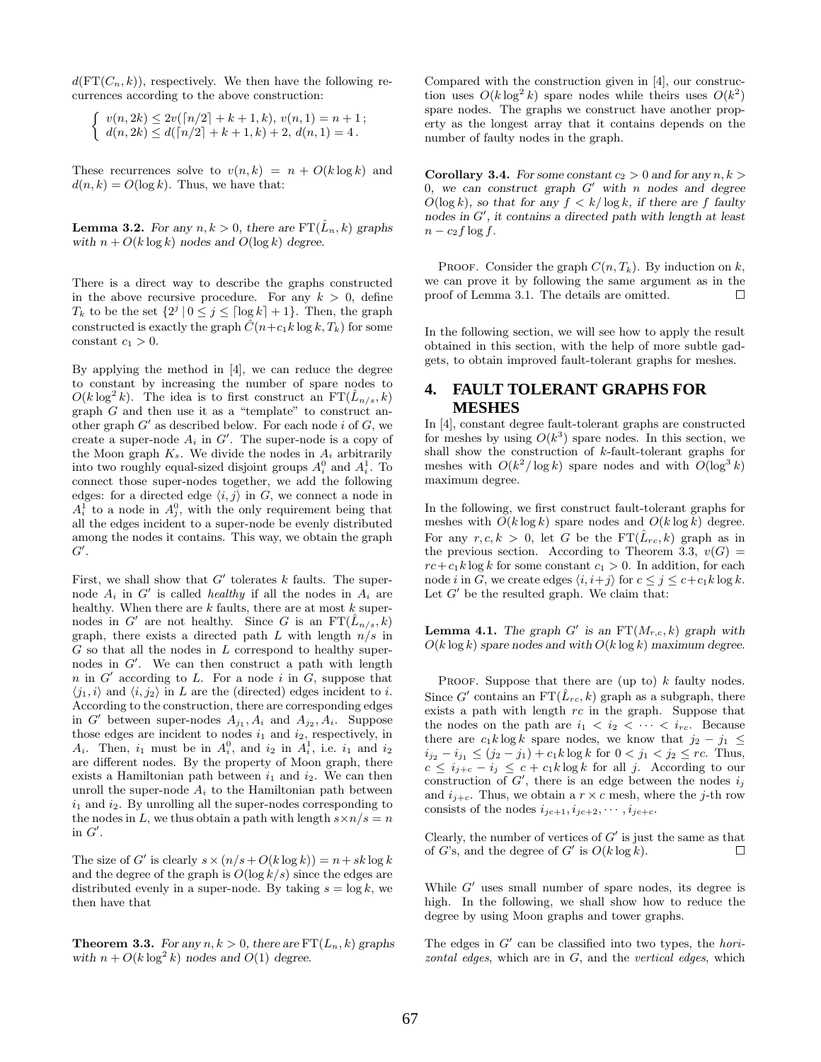$d(\mathrm{FT}(C_n, k))$, respectively. We then have the following recurrences according to the above construction:

$$\begin{cases} v(n, 2k) \le 2v(\lceil n/2 \rceil + k + 1, k),\ v(n, 1) = n + 1\,; \\ d(n, 2k) \le d(\lceil n/2 \rceil + k + 1, k) + 2,\ d(n, 1) = 4\,. \end{cases}$$

These recurrences solve to $v(n, k) = n + O(k \log k)$ and $d(n, k) = O(\log k)$. Thus, we have that:

**Lemma 3.2.** *For any $n, k > 0$, there are $\mathrm{FT}(\hat{L}_n, k)$ graphs with $n + O(k \log k)$ nodes and $O(\log k)$ degree.*

There is a direct way to describe the graphs constructed in the above recursive procedure. For any $k > 0$, define $T_k$ to be the set $\{2^j \mid 0 \le j \le \lceil \log k \rceil + 1\}$. Then, the graph constructed is exactly the graph $\tilde{C}(n + c_1 k \log k, T_k)$ for some constant $c_1 > 0$.

By applying the method in [4], we can reduce the degree to constant by increasing the number of spare nodes to $O(k \log^2 k)$. The idea is to first construct an $\mathrm{FT}(\hat{L}_{n/s}, k)$ graph $G$ and then use it as a "template" to construct another graph $G'$ as described below. For each node $i$ of $G$, we create a super-node $A_i$ in $G'$. The super-node is a copy of the Moon graph $K_s$. We divide the nodes in $A_i$ arbitrarily into two roughly equal-sized disjoint groups $A_i^0$ and $A_i^1$. To connect those super-nodes together, we add the following edges: for a directed edge $\langle i, j \rangle$ in $G$, we connect a node in $A_i^1$ to a node in $A_j^0$, with the only requirement being that all the edges incident to a super-node be evenly distributed among the nodes it contains. This way, we obtain the graph $G'$.

First, we shall show that $G'$ tolerates $k$ faults. The super-node $A_i$ in $G'$ is called *healthy* if all the nodes in $A_i$ are healthy. When there are $k$ faults, there are at most $k$ super-nodes in $G'$ are not healthy. Since $G$ is an $\mathrm{FT}(\hat{L}_{n/s}, k)$ graph, there exists a directed path $L$ with length $n/s$ in $G$ so that all the nodes in $L$ correspond to healthy super-nodes in $G'$. We can then construct a path with length $n$ in $G'$ according to $L$. For a node $i$ in $G$, suppose that $\langle j_1, i \rangle$ and $\langle i, j_2 \rangle$ in $L$ are the (directed) edges incident to $i$. According to the construction, there are corresponding edges in $G'$ between super-nodes $A_{j_1}, A_i$ and $A_{j_2}, A_i$. Suppose those edges are incident to nodes $i_1$ and $i_2$, respectively, in $A_i$. Then, $i_1$ must be in $A_i^0$, and $i_2$ in $A_i^1$, i.e. $i_1$ and $i_2$ are different nodes. By the property of Moon graph, there exists a Hamiltonian path between $i_1$ and $i_2$. We can then unroll the super-node $A_i$ to the Hamiltonian path between $i_1$ and $i_2$. By unrolling all the super-nodes corresponding to the nodes in $L$, we thus obtain a path with length $s \times n/s = n$ in $G'$.

The size of $G'$ is clearly $s \times (n/s + O(k \log k)) = n + sk \log k$ and the degree of the graph is $O(\log k/s)$ since the edges are distributed evenly in a super-node. By taking $s = \log k$, we then have that

**Theorem 3.3.** *For any $n, k > 0$, there are $\mathrm{FT}(L_n, k)$ graphs with $n + O(k \log^2 k)$ nodes and $O(1)$ degree.*

Compared with the construction given in [4], our construction uses $O(k \log^2 k)$ spare nodes while theirs uses $O(k^2)$ spare nodes. The graphs we construct have another property as the longest array that it contains depends on the number of faulty nodes in the graph.

**Corollary 3.4.** *For some constant $c_2 > 0$ and for any $n, k > 0$, we can construct graph $G'$ with $n$ nodes and degree $O(\log k)$, so that for any $f < k/\log k$, if there are $f$ faulty nodes in $G'$, it contains a directed path with length at least $n - c_2 f \log f$.*

Proof. Consider the graph $C(n, T_k)$. By induction on $k$, we can prove it by following the same argument as in the proof of Lemma 3.1. The details are omitted. □

In the following section, we will see how to apply the result obtained in this section, with the help of more subtle gadgets, to obtain improved fault-tolerant graphs for meshes.

## 4. FAULT TOLERANT GRAPHS FOR MESHES

In [4], constant degree fault-tolerant graphs are constructed for meshes by using $O(k^3)$ spare nodes. In this section, we shall show the construction of $k$-fault-tolerant graphs for meshes with $O(k^2/\log k)$ spare nodes and with $O(\log^3 k)$ maximum degree.

In the following, we first construct fault-tolerant graphs for meshes with $O(k \log k)$ spare nodes and $O(k \log k)$ degree. For any $r, c, k > 0$, let $G$ be the $\mathrm{FT}(\hat{L}_{rc}, k)$ graph as in the previous section. According to Theorem 3.3, $v(G) = rc + c_1 k \log k$ for some constant $c_1 > 0$. In addition, for each node $i$ in $G$, we create edges $\langle i, i+j \rangle$ for $c \le j \le c + c_1 k \log k$. Let $G'$ be the resulted graph. We claim that:

**Lemma 4.1.** *The graph $G'$ is an $\mathrm{FT}(M_{r,c}, k)$ graph with $O(k \log k)$ spare nodes and with $O(k \log k)$ maximum degree.*

Proof. Suppose that there are (up to) $k$ faulty nodes. Since $G'$ contains an $\mathrm{FT}(\hat{L}_{rc}, k)$ graph as a subgraph, there exists a path with length $rc$ in the graph. Suppose that the nodes on the path are $i_1 < i_2 < \cdots < i_{rc}$. Because there are $c_1 k \log k$ spare nodes, we know that $j_2 - j_1 \le i_{j_2} - i_{j_1} \le (j_2 - j_1) + c_1 k \log k$ for $0 < j_1 < j_2 \le rc$. Thus, $c \le i_{j+c} - i_j \le c + c_1 k \log k$ for all $j$. According to our construction of $G'$, there is an edge between the nodes $i_j$ and $i_{j+c}$. Thus, we obtain a $r \times c$ mesh, where the $j$-th row consists of the nodes $i_{jc+1}, i_{jc+2}, \cdots, i_{jc+c}$.

Clearly, the number of vertices of $G'$ is just the same as that of $G$'s, and the degree of $G'$ is $O(k \log k)$. □

While $G'$ uses small number of spare nodes, its degree is high. In the following, we shall show how to reduce the degree by using Moon graphs and tower graphs.

The edges in $G'$ can be classified into two types, the *horizontal edges*, which are in $G$, and the *vertical edges*, which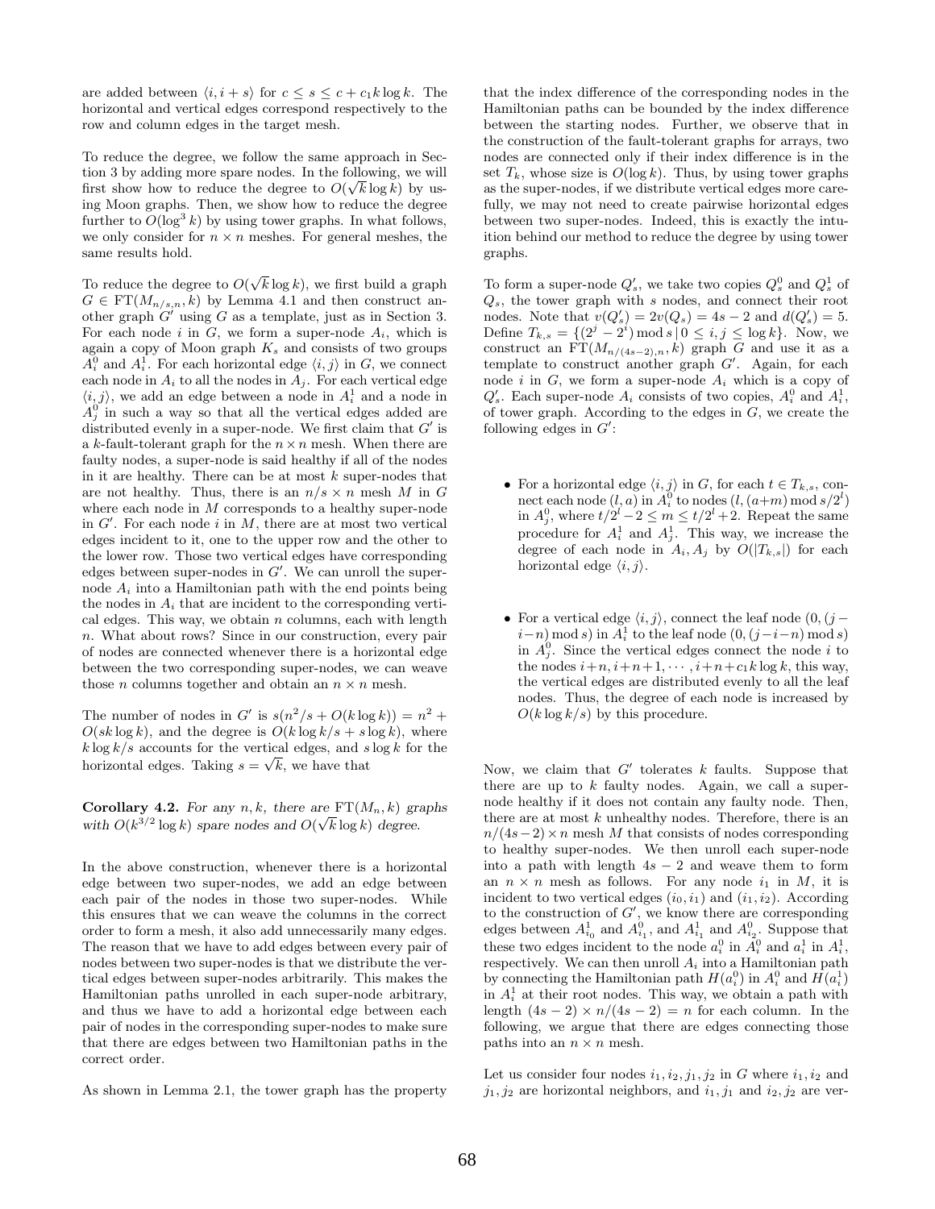are added between $\langle i, i+s \rangle$ for $c \le s \le c + c_1 k \log k$. The horizontal and vertical edges correspond respectively to the row and column edges in the target mesh.

To reduce the degree, we follow the same approach in Section 3 by adding more spare nodes. In the following, we will first show how to reduce the degree to $O(\sqrt{k} \log k)$ by using Moon graphs. Then, we show how to reduce the degree further to $O(\log^3 k)$ by using tower graphs. In what follows, we only consider for $n \times n$ meshes. For general meshes, the same results hold.

To reduce the degree to $O(\sqrt{k} \log k)$, we first build a graph $G \in \mathrm{FT}(M_{n/s,n}, k)$ by Lemma 4.1 and then construct another graph $G'$ using $G$ as a template, just as in Section 3. For each node $i$ in $G$, we form a super-node $A_i$, which is again a copy of Moon graph $K_s$ and consists of two groups $A_i^0$ and $A_i^1$. For each horizontal edge $\langle i, j \rangle$ in $G$, we connect each node in $A_i$ to all the nodes in $A_j$. For each vertical edge $\langle i, j \rangle$, we add an edge between a node in $A_i^1$ and a node in $A_j^0$ in such a way so that all the vertical edges added are distributed evenly in a super-node. We first claim that $G'$ is a $k$-fault-tolerant graph for the $n \times n$ mesh. When there are faulty nodes, a super-node is said healthy if all of the nodes in it are healthy. There can be at most $k$ super-nodes that are not healthy. Thus, there is an $n/s \times n$ mesh $M$ in $G$ where each node in $M$ corresponds to a healthy super-node in $G'$. For each node $i$ in $M$, there are at most two vertical edges incident to it, one to the upper row and the other to the lower row. Those two vertical edges have corresponding edges between super-nodes in $G'$. We can unroll the super-node $A_i$ into a Hamiltonian path with the end points being the nodes in $A_i$ that are incident to the corresponding vertical edges. This way, we obtain $n$ columns, each with length $n$. What about rows? Since in our construction, every pair of nodes are connected whenever there is a horizontal edge between the two corresponding super-nodes, we can weave those $n$ columns together and obtain an $n \times n$ mesh.

The number of nodes in $G'$ is $s(n^2/s + O(k \log k)) = n^2 + O(sk \log k)$, and the degree is $O(k \log k/s + s \log k)$, where $k \log k/s$ accounts for the vertical edges, and $s \log k$ for the horizontal edges. Taking $s = \sqrt{k}$, we have that

**Corollary 4.2.** *For any $n, k$, there are $\mathrm{FT}(M_n, k)$ graphs with $O(k^{3/2} \log k)$ spare nodes and $O(\sqrt{k} \log k)$ degree.*

In the above construction, whenever there is a horizontal edge between two super-nodes, we add an edge between each pair of the nodes in those two super-nodes. While this ensures that we can weave the columns in the correct order to form a mesh, it also add unnecessarily many edges. The reason that we have to add edges between every pair of nodes between two super-nodes is that we distribute the vertical edges between super-nodes arbitrarily. This makes the Hamiltonian paths unrolled in each super-node arbitrary, and thus we have to add a horizontal edge between each pair of nodes in the corresponding super-nodes to make sure that there are edges between two Hamiltonian paths in the correct order.

As shown in Lemma 2.1, the tower graph has the property that the index difference of the corresponding nodes in the Hamiltonian paths can be bounded by the index difference between the starting nodes. Further, we observe that in the construction of the fault-tolerant graphs for arrays, two nodes are connected only if their index difference is in the set $T_k$, whose size is $O(\log k)$. Thus, by using tower graphs as the super-nodes, if we distribute vertical edges more carefully, we may not need to create pairwise horizontal edges between two super-nodes. Indeed, this is exactly the intuition behind our method to reduce the degree by using tower graphs.

To form a super-node $Q'_s$, we take two copies $Q_s^0$ and $Q_s^1$ of $Q_s$, the tower graph with $s$ nodes, and connect their root nodes. Note that $v(Q'_s) = 2v(Q_s) = 4s - 2$ and $d(Q'_s) = 5$. Define $T_{k,s} = \{(2^j - 2^i) \bmod s \mid 0 \le i, j \le \log k\}$. Now, we construct an $\mathrm{FT}(M_{n/(4s-2),n}, k)$ graph $G$ and use it as a template to construct another graph $G'$. Again, for each node $i$ in $G$, we form a super-node $A_i$ which is a copy of $Q'_s$. Each super-node $A_i$ consists of two copies, $A_i^0$ and $A_i^1$, of tower graph. According to the edges in $G$, we create the following edges in $G'$:

- For a horizontal edge $\langle i, j \rangle$ in $G$, for each $t \in T_{k,s}$, connect each node $(l, a)$ in $A_i^0$ to nodes $(l, (a+m) \bmod s/2^l)$ in $A_j^0$, where $t/2^l - 2 \le m \le t/2^l + 2$. Repeat the same procedure for $A_i^1$ and $A_j^1$. This way, we increase the degree of each node in $A_i, A_j$ by $O(|T_{k,s}|)$ for each horizontal edge $\langle i, j \rangle$.

- For a vertical edge $\langle i, j \rangle$, connect the leaf node $(0, (j - i - n) \bmod s)$ in $A_i^1$ to the leaf node $(0, (j - i - n) \bmod s)$ in $A_j^0$. Since the vertical edges connect the node $i$ to the nodes $i+n, i+n+1, \cdots, i+n+c_1 k \log k$, this way, the vertical edges are distributed evenly to all the leaf nodes. Thus, the degree of each node is increased by $O(k \log k/s)$ by this procedure.

Now, we claim that $G'$ tolerates $k$ faults. Suppose that there are up to $k$ faulty nodes. Again, we call a super-node healthy if it does not contain any faulty node. Then, there are at most $k$ unhealthy nodes. Therefore, there is an $n/(4s-2) \times n$ mesh $M$ that consists of nodes corresponding to healthy super-nodes. We then unroll each super-node into a path with length $4s - 2$ and weave them to form an $n \times n$ mesh as follows. For any node $i_1$ in $M$, it is incident to two vertical edges $(i_0, i_1)$ and $(i_1, i_2)$. According to the construction of $G'$, we know there are corresponding edges between $A_{i_0}^1$ and $A_{i_1}^0$, and $A_{i_1}^1$ and $A_{i_2}^0$. Suppose that these two edges incident to the node $a_i^0$ in $A_i^0$ and $a_i^1$ in $A_i^1$, respectively. We can then unroll $A_i$ into a Hamiltonian path by connecting the Hamiltonian path $H(a_i^0)$ in $A_i^0$ and $H(a_i^1)$ in $A_i^1$ at their root nodes. This way, we obtain a path with length $(4s-2) \times n/(4s-2) = n$ for each column. In the following, we argue that there are edges connecting those paths into an $n \times n$ mesh.

Let us consider four nodes $i_1, i_2, j_1, j_2$ in $G$ where $i_1, i_2$ and $j_1, j_2$ are horizontal neighbors, and $i_1, j_1$ and $i_2, j_2$ are ver-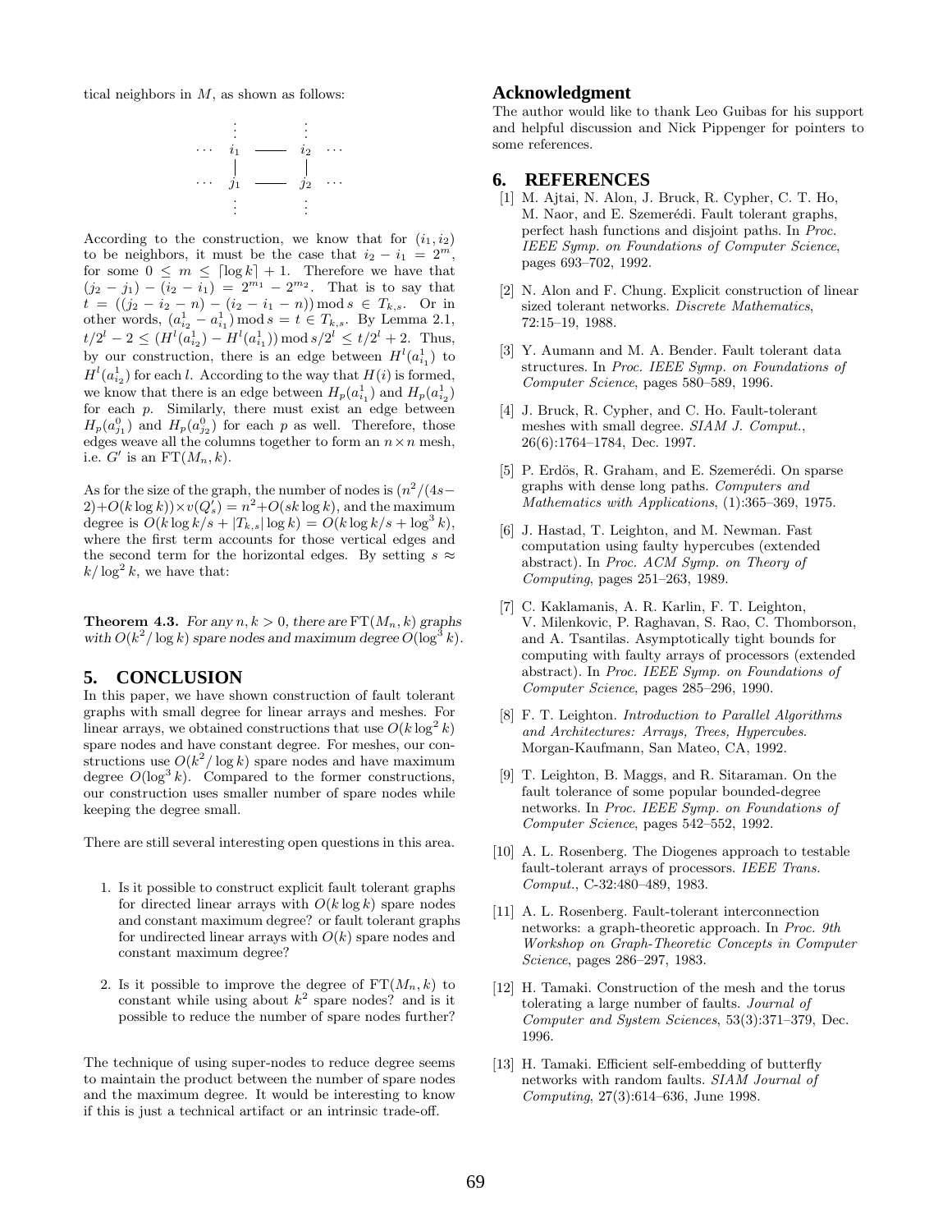tical neighbors in $M$, as shown as follows:

$$
\begin{array}{ccccc}
 & \vdots & & \vdots & \\
\cdots & i_1 & \text{——} & i_2 & \cdots \\
 & | & & | & \\
\cdots & j_1 & \text{——} & j_2 & \cdots \\
 & \vdots & & \vdots &
\end{array}
$$

According to the construction, we know that for $(i_1, i_2)$ to be neighbors, it must be the case that $i_2 - i_1 = 2^m$, for some $0 \leq m \leq \lceil \log k \rceil + 1$. Therefore we have that $(j_2 - j_1) - (i_2 - i_1) = 2^{m_1} - 2^{m_2}$. That is to say that $t = ((j_2 - i_2 - n) - (i_2 - i_1 - n)) \bmod s \in T_{k,s}$. Or in other words, $(a^1_{i_2} - a^1_{i_1}) \bmod s = t \in T_{k,s}$. By Lemma 2.1, $t/2^l - 2 \leq (H^l(a^1_{i_2}) - H^l(a^1_{i_1})) \bmod s/2^l \leq t/2^l + 2$. Thus, by our construction, there is an edge between $H^l(a^1_{i_1})$ to $H^l(a^1_{i_2})$ for each $l$. According to the way that $H(i)$ is formed, we know that there is an edge between $H_p(a^1_{i_1})$ and $H_p(a^1_{i_2})$ for each $p$. Similarly, there must exist an edge between $H_p(a^0_{j_1})$ and $H_p(a^0_{j_2})$ for each $p$ as well. Therefore, those edges weave all the columns together to form an $n \times n$ mesh, i.e. $G'$ is an $\mathrm{FT}(M_n, k)$.

As for the size of the graph, the number of nodes is $(n^2/(4s - 2) + O(k \log k)) \times v(Q'_s) = n^2 + O(sk \log k)$, and the maximum degree is $O(k \log k/s + |T_{k,s}| \log k) = O(k \log k/s + \log^3 k)$, where the first term accounts for those vertical edges and the second term for the horizontal edges. By setting $s \approx k/\log^2 k$, we have that:

**Theorem 4.3.** *For any $n, k > 0$, there are $\mathrm{FT}(M_n, k)$ graphs with $O(k^2/\log k)$ spare nodes and maximum degree $O(\log^3 k)$.*

## 5. CONCLUSION

In this paper, we have shown construction of fault tolerant graphs with small degree for linear arrays and meshes. For linear arrays, we obtained constructions that use $O(k \log^2 k)$ spare nodes and have constant degree. For meshes, our constructions use $O(k^2/\log k)$ spare nodes and have maximum degree $O(\log^3 k)$. Compared to the former constructions, our construction uses smaller number of spare nodes while keeping the degree small.

There are still several interesting open questions in this area.

1. Is it possible to construct explicit fault tolerant graphs for directed linear arrays with $O(k \log k)$ spare nodes and constant maximum degree? or fault tolerant graphs for undirected linear arrays with $O(k)$ spare nodes and constant maximum degree?
2. Is it possible to improve the degree of $\mathrm{FT}(M_n, k)$ to constant while using about $k^2$ spare nodes? and is it possible to reduce the number of spare nodes further?

The technique of using super-nodes to reduce degree seems to maintain the product between the number of spare nodes and the maximum degree. It would be interesting to know if this is just a technical artifact or an intrinsic trade-off.

## Acknowledgment

The author would like to thank Leo Guibas for his support and helpful discussion and Nick Pippenger for pointers to some references.

## 6. REFERENCES

[1] M. Ajtai, N. Alon, J. Bruck, R. Cypher, C. T. Ho, M. Naor, and E. Szemerédi. Fault tolerant graphs, perfect hash functions and disjoint paths. In *Proc. IEEE Symp. on Foundations of Computer Science*, pages 693–702, 1992.

[2] N. Alon and F. Chung. Explicit construction of linear sized tolerant networks. *Discrete Mathematics*, 72:15–19, 1988.

[3] Y. Aumann and M. A. Bender. Fault tolerant data structures. In *Proc. IEEE Symp. on Foundations of Computer Science*, pages 580–589, 1996.

[4] J. Bruck, R. Cypher, and C. Ho. Fault-tolerant meshes with small degree. *SIAM J. Comput.*, 26(6):1764–1784, Dec. 1997.

[5] P. Erdös, R. Graham, and E. Szemerédi. On sparse graphs with dense long paths. *Computers and Mathematics with Applications*, (1):365–369, 1975.

[6] J. Hastad, T. Leighton, and M. Newman. Fast computation using faulty hypercubes (extended abstract). In *Proc. ACM Symp. on Theory of Computing*, pages 251–263, 1989.

[7] C. Kaklamanis, A. R. Karlin, F. T. Leighton, V. Milenkovic, P. Raghavan, S. Rao, C. Thomborson, and A. Tsantilas. Asymptotically tight bounds for computing with faulty arrays of processors (extended abstract). In *Proc. IEEE Symp. on Foundations of Computer Science*, pages 285–296, 1990.

[8] F. T. Leighton. *Introduction to Parallel Algorithms and Architectures: Arrays, Trees, Hypercubes*. Morgan-Kaufmann, San Mateo, CA, 1992.

[9] T. Leighton, B. Maggs, and R. Sitaraman. On the fault tolerance of some popular bounded-degree networks. In *Proc. IEEE Symp. on Foundations of Computer Science*, pages 542–552, 1992.

[10] A. L. Rosenberg. The Diogenes approach to testable fault-tolerant arrays of processors. *IEEE Trans. Comput.*, C-32:480–489, 1983.

[11] A. L. Rosenberg. Fault-tolerant interconnection networks: a graph-theoretic approach. In *Proc. 9th Workshop on Graph-Theoretic Concepts in Computer Science*, pages 286–297, 1983.

[12] H. Tamaki. Construction of the mesh and the torus tolerating a large number of faults. *Journal of Computer and System Sciences*, 53(3):371–379, Dec. 1996.

[13] H. Tamaki. Efficient self-embedding of butterfly networks with random faults. *SIAM Journal of Computing*, 27(3):614–636, June 1998.